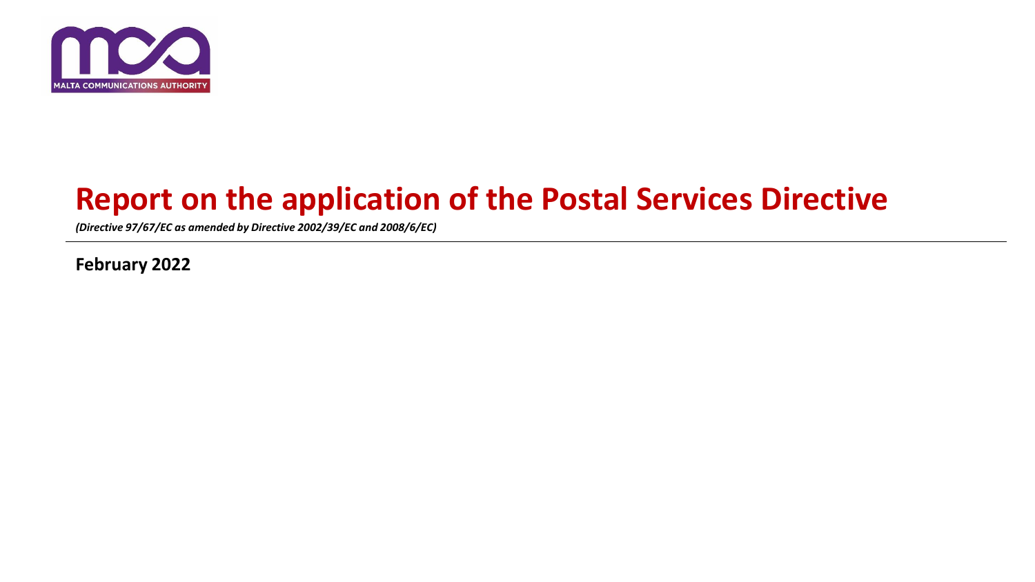MALTA COMMUNICATIONS AUTHORITY

# Report on the application of the Postal Services Directive

*(Directive 97/67/EC as amended by Directive 2002/39/EC and 2008/6/EC)*

**February 2022**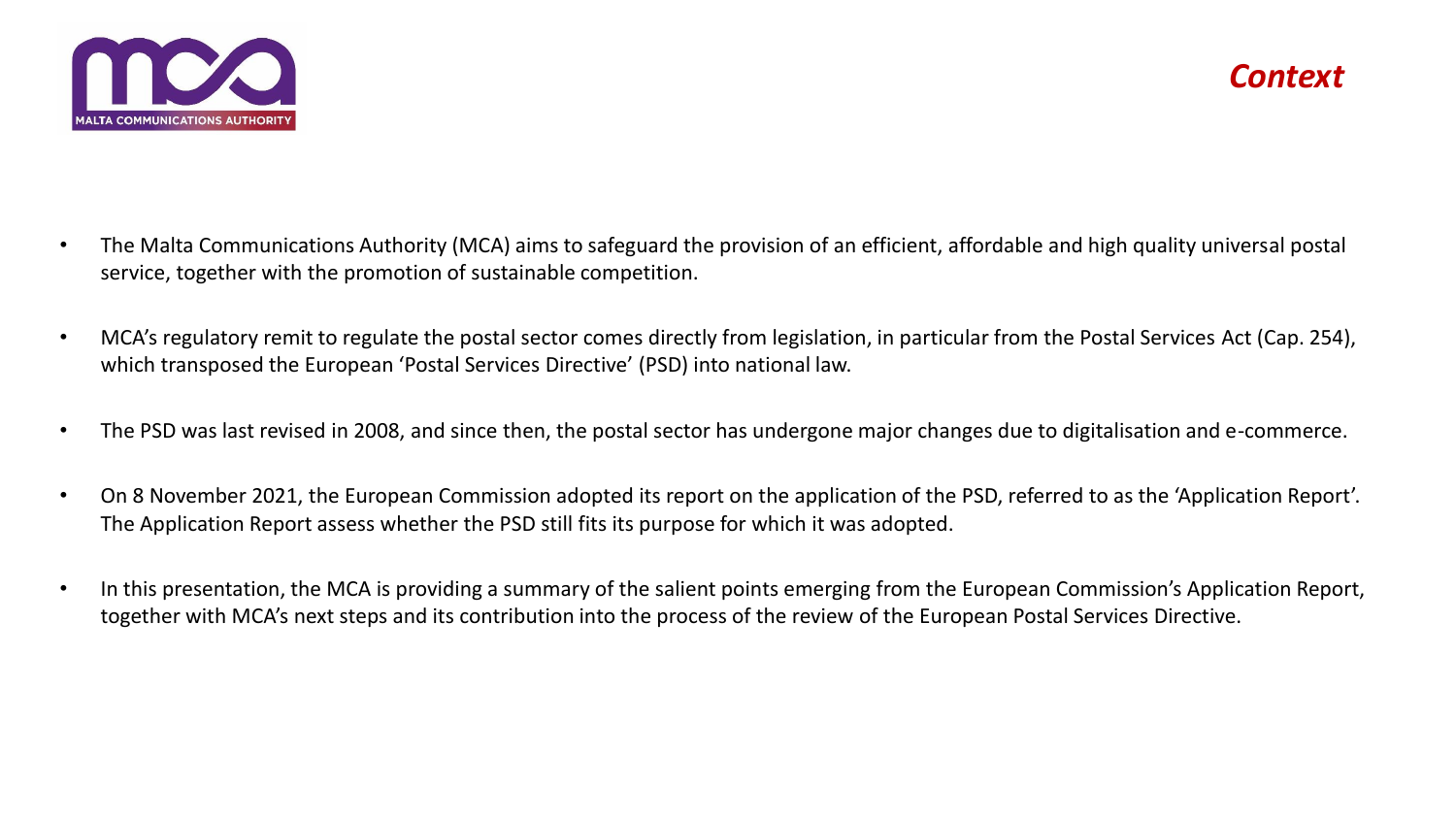## *Context*

- The Malta Communications Authority (MCA) aims to safeguard the provision of an efficient, affordable and high quality universal postal service, together with the promotion of sustainable competition.
- MCA's regulatory remit to regulate the postal sector comes directly from legislation, in particular from the Postal Services Act (Cap. 254), which transposed the European 'Postal Services Directive' (PSD) into national law.
- The PSD was last revised in 2008, and since then, the postal sector has undergone major changes due to digitalisation and e-commerce.
- On 8 November 2021, the European Commission adopted its report on the application of the PSD, referred to as the 'Application Report'. The Application Report assess whether the PSD still fits its purpose for which it was adopted.
- In this presentation, the MCA is providing a summary of the salient points emerging from the European Commission's Application Report, together with MCA's next steps and its contribution into the process of the review of the European Postal Services Directive.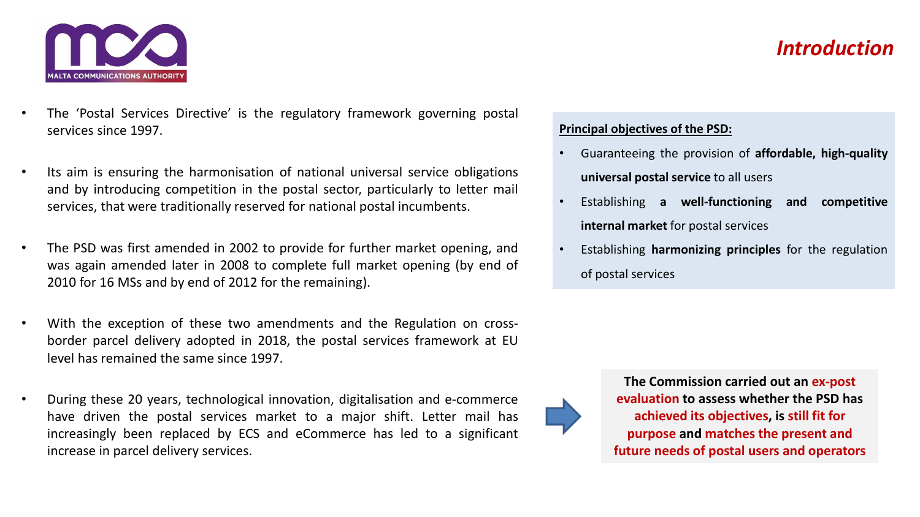# Introduction

- The 'Postal Services Directive' is the regulatory framework governing postal services since 1997.
- Its aim is ensuring the harmonisation of national universal service obligations and by introducing competition in the postal sector, particularly to letter mail services, that were traditionally reserved for national postal incumbents.
- The PSD was first amended in 2002 to provide for further market opening, and was again amended later in 2008 to complete full market opening (by end of 2010 for 16 MSs and by end of 2012 for the remaining).
- With the exception of these two amendments and the Regulation on cross-border parcel delivery adopted in 2018, the postal services framework at EU level has remained the same since 1997.
- During these 20 years, technological innovation, digitalisation and e-commerce have driven the postal services market to a major shift. Letter mail has increasingly been replaced by ECS and eCommerce has led to a significant increase in parcel delivery services.

**Principal objectives of the PSD:**

- Guaranteeing the provision of **affordable, high-quality universal postal service** to all users
- Establishing **a well-functioning and competitive internal market** for postal services
- Establishing **harmonizing principles** for the regulation of postal services

**The Commission carried out an ex-post evaluation to assess whether the PSD has achieved its objectives, is still fit for purpose and matches the present and future needs of postal users and operators**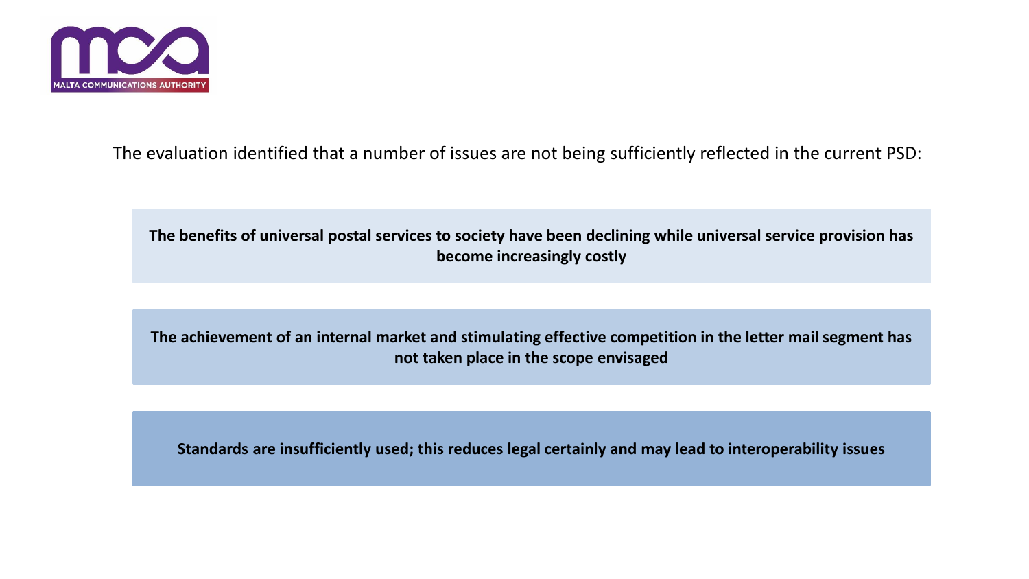The evaluation identified that a number of issues are not being sufficiently reflected in the current PSD:

**The benefits of universal postal services to society have been declining while universal service provision has become increasingly costly**

**The achievement of an internal market and stimulating effective competition in the letter mail segment has not taken place in the scope envisaged**

**Standards are insufficiently used; this reduces legal certainly and may lead to interoperability issues**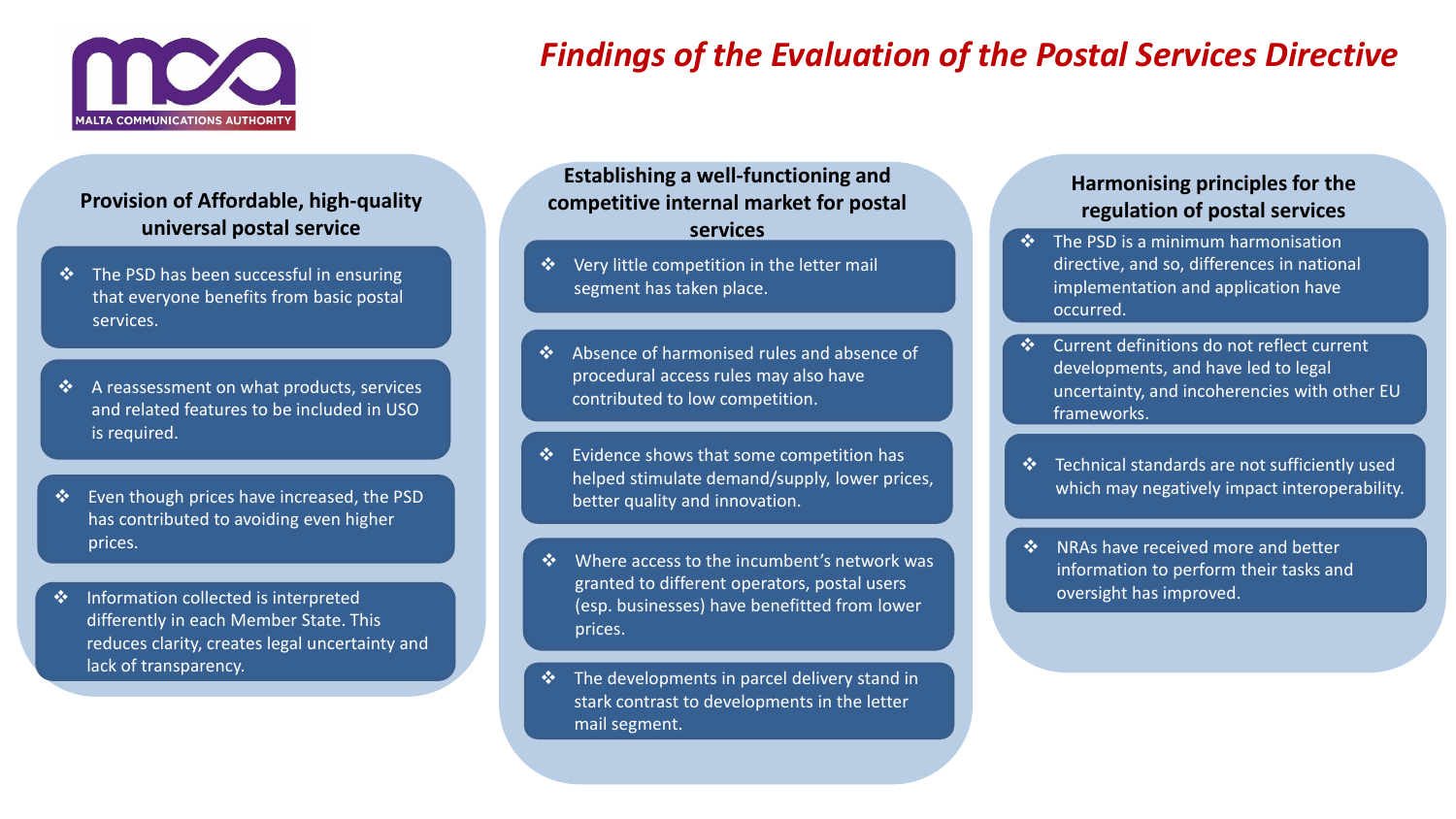MALTA COMMUNICATIONS AUTHORITY

# *Findings of the Evaluation of the Postal Services Directive*

## Provision of Affordable, high-quality universal postal service

- The PSD has been successful in ensuring that everyone benefits from basic postal services.
- A reassessment on what products, services and related features to be included in USO is required.
- Even though prices have increased, the PSD has contributed to avoiding even higher prices.
- Information collected is interpreted differently in each Member State. This reduces clarity, creates legal uncertainty and lack of transparency.

## Establishing a well-functioning and competitive internal market for postal services

- Very little competition in the letter mail segment has taken place.
- Absence of harmonised rules and absence of procedural access rules may also have contributed to low competition.
- Evidence shows that some competition has helped stimulate demand/supply, lower prices, better quality and innovation.
- Where access to the incumbent's network was granted to different operators, postal users (esp. businesses) have benefitted from lower prices.
- The developments in parcel delivery stand in stark contrast to developments in the letter mail segment.

## Harmonising principles for the regulation of postal services

- The PSD is a minimum harmonisation directive, and so, differences in national implementation and application have occurred.
- Current definitions do not reflect current developments, and have led to legal uncertainty, and incoherencies with other EU frameworks.
- Technical standards are not sufficiently used which may negatively impact interoperability.
- NRAs have received more and better information to perform their tasks and oversight has improved.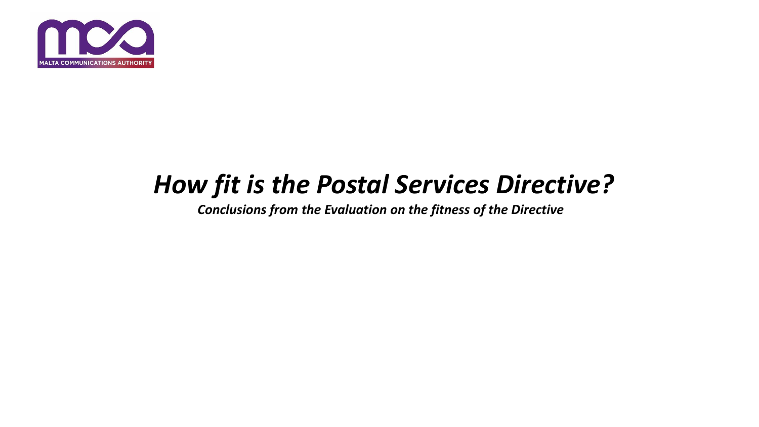# *How fit is the Postal Services Directive?*

***Conclusions from the Evaluation on the fitness of the Directive***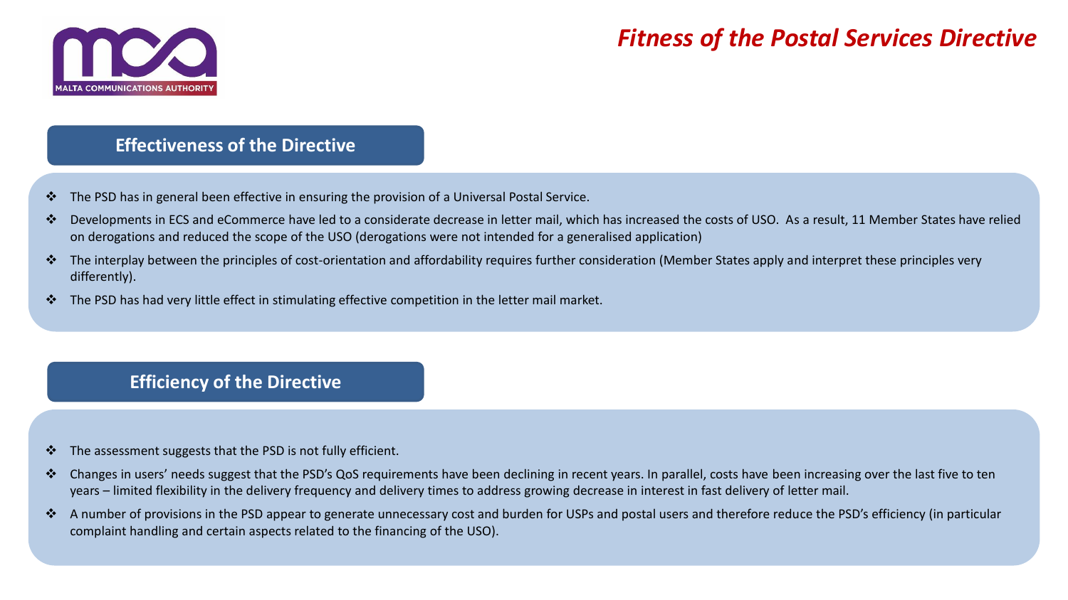# *Fitness of the Postal Services Directive*

## Effectiveness of the Directive

- The PSD has in general been effective in ensuring the provision of a Universal Postal Service.
- Developments in ECS and eCommerce have led to a considerate decrease in letter mail, which has increased the costs of USO. As a result, 11 Member States have relied on derogations and reduced the scope of the USO (derogations were not intended for a generalised application)
- The interplay between the principles of cost-orientation and affordability requires further consideration (Member States apply and interpret these principles very differently).
- The PSD has had very little effect in stimulating effective competition in the letter mail market.

## Efficiency of the Directive

- The assessment suggests that the PSD is not fully efficient.
- Changes in users' needs suggest that the PSD's QoS requirements have been declining in recent years. In parallel, costs have been increasing over the last five to ten years – limited flexibility in the delivery frequency and delivery times to address growing decrease in interest in fast delivery of letter mail.
- A number of provisions in the PSD appear to generate unnecessary cost and burden for USPs and postal users and therefore reduce the PSD's efficiency (in particular complaint handling and certain aspects related to the financing of the USO).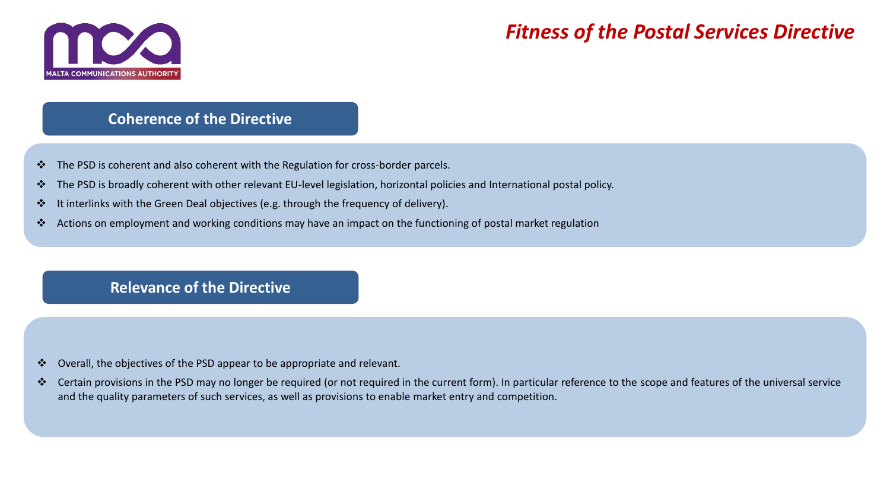# *Fitness of the Postal Services Directive*

## Coherence of the Directive

- The PSD is coherent and also coherent with the Regulation for cross-border parcels.
- The PSD is broadly coherent with other relevant EU-level legislation, horizontal policies and International postal policy.
- It interlinks with the Green Deal objectives (e.g. through the frequency of delivery).
- Actions on employment and working conditions may have an impact on the functioning of postal market regulation

## Relevance of the Directive

- Overall, the objectives of the PSD appear to be appropriate and relevant.
- Certain provisions in the PSD may no longer be required (or not required in the current form). In particular reference to the scope and features of the universal service and the quality parameters of such services, as well as provisions to enable market entry and competition.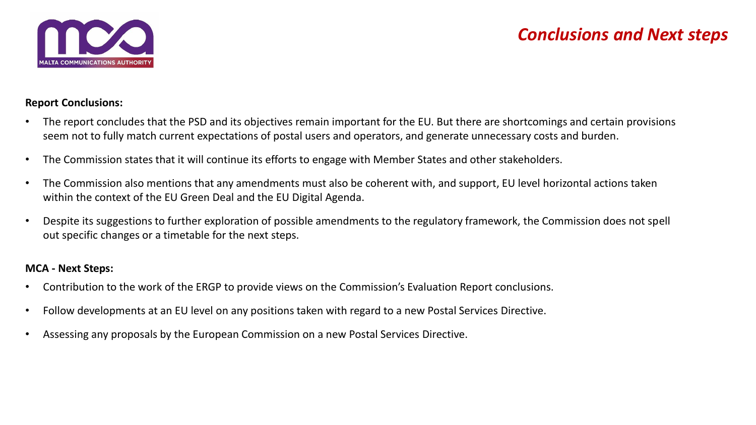# Conclusions and Next steps

**Report Conclusions:**

- The report concludes that the PSD and its objectives remain important for the EU. But there are shortcomings and certain provisions seem not to fully match current expectations of postal users and operators, and generate unnecessary costs and burden.
- The Commission states that it will continue its efforts to engage with Member States and other stakeholders.
- The Commission also mentions that any amendments must also be coherent with, and support, EU level horizontal actions taken within the context of the EU Green Deal and the EU Digital Agenda.
- Despite its suggestions to further exploration of possible amendments to the regulatory framework, the Commission does not spell out specific changes or a timetable for the next steps.

**MCA - Next Steps:**

- Contribution to the work of the ERGP to provide views on the Commission's Evaluation Report conclusions.
- Follow developments at an EU level on any positions taken with regard to a new Postal Services Directive.
- Assessing any proposals by the European Commission on a new Postal Services Directive.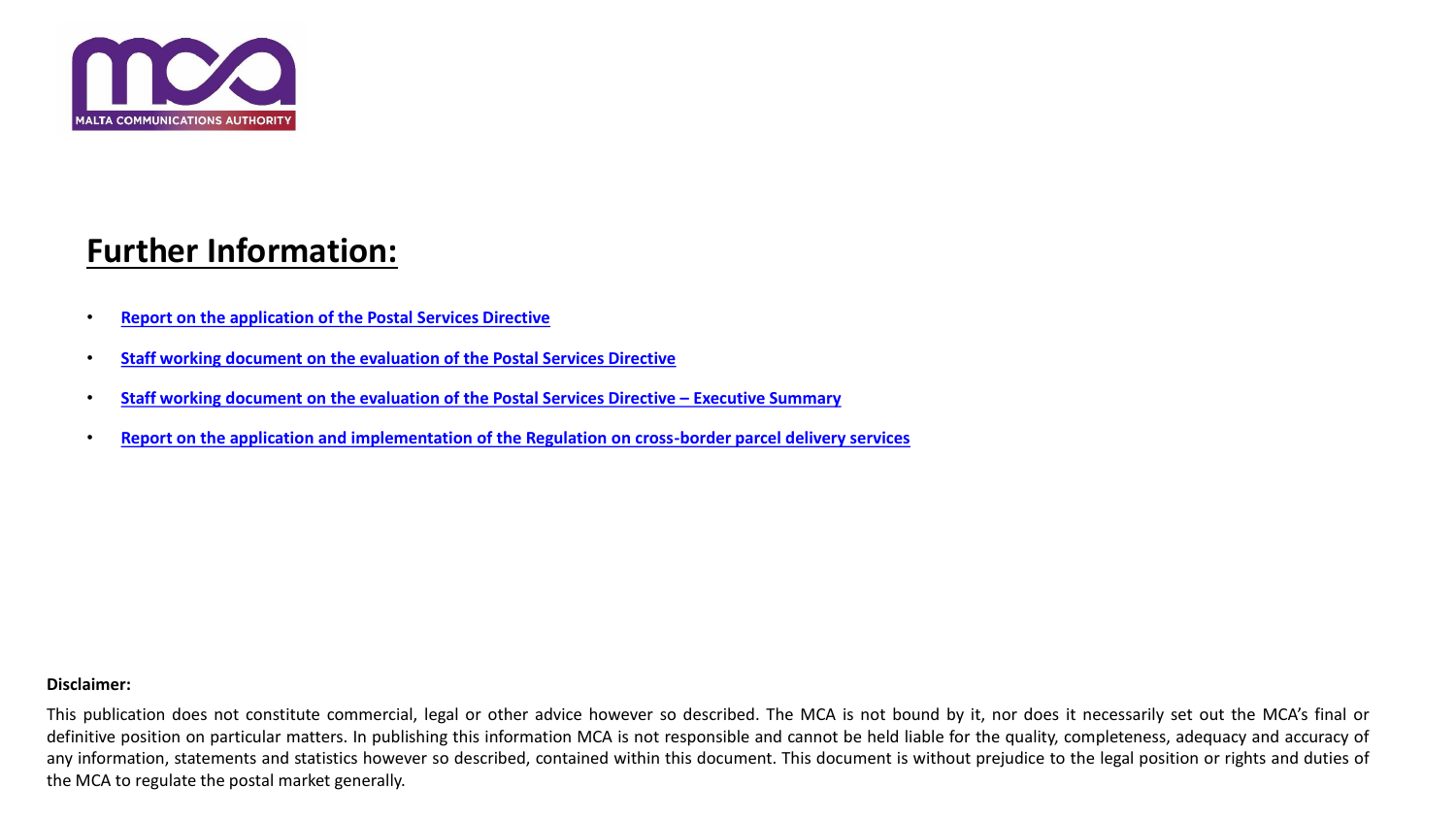# Further Information:

- **Report on the application of the Postal Services Directive**
- **Staff working document on the evaluation of the Postal Services Directive**
- **Staff working document on the evaluation of the Postal Services Directive – Executive Summary**
- **Report on the application and implementation of the Regulation on cross-border parcel delivery services**

**Disclaimer:**

This publication does not constitute commercial, legal or other advice however so described. The MCA is not bound by it, nor does it necessarily set out the MCA's final or definitive position on particular matters. In publishing this information MCA is not responsible and cannot be held liable for the quality, completeness, adequacy and accuracy of any information, statements and statistics however so described, contained within this document. This document is without prejudice to the legal position or rights and duties of the MCA to regulate the postal market generally.